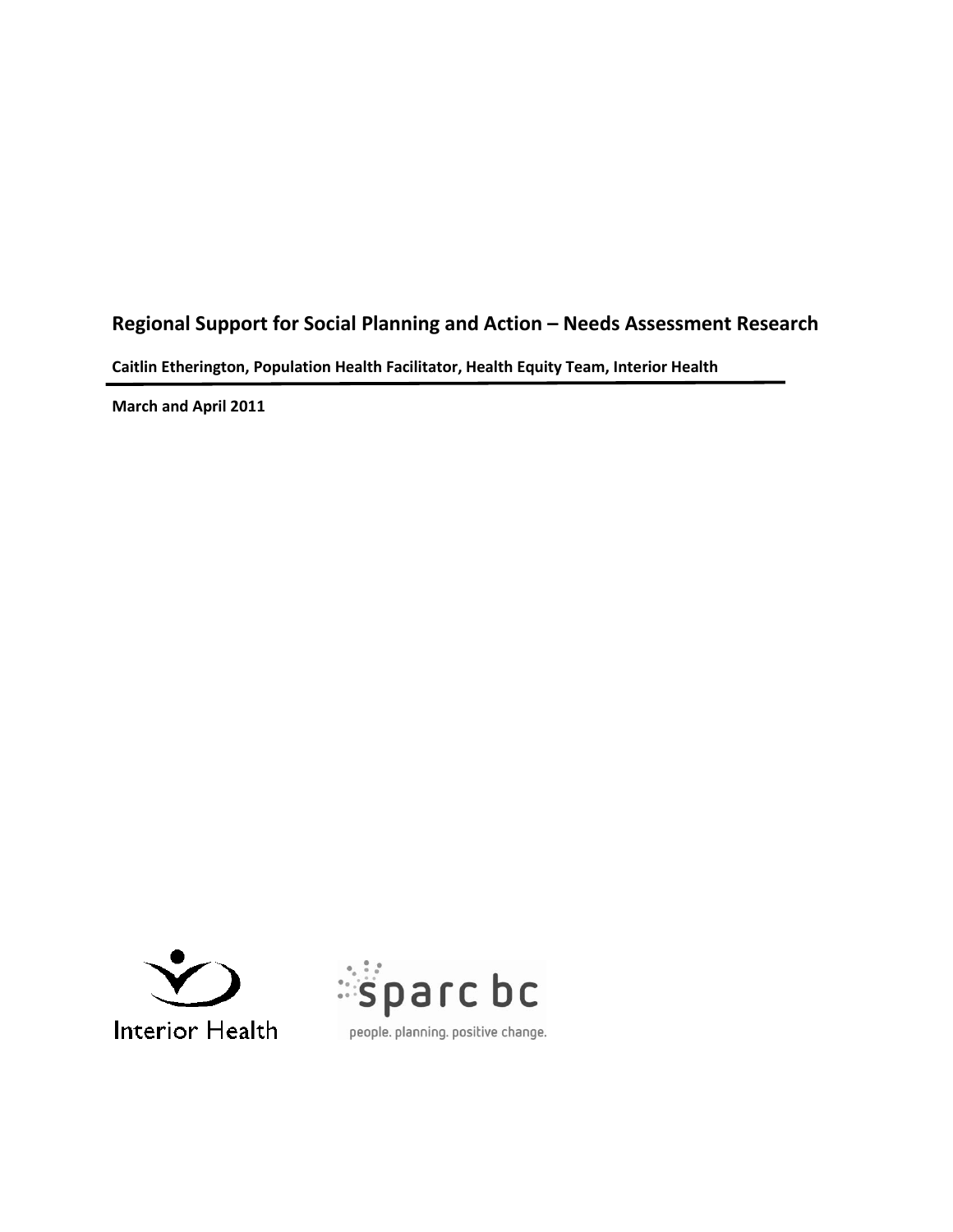# Regional Support for Social Planning and Action – Needs Assessment Research

**Caitlin Etherington, Population Health Facilitator, Health Equity Team, Interior Health**

**March and April 2011**

Interior Health

sparc bc

people. planning. positive change.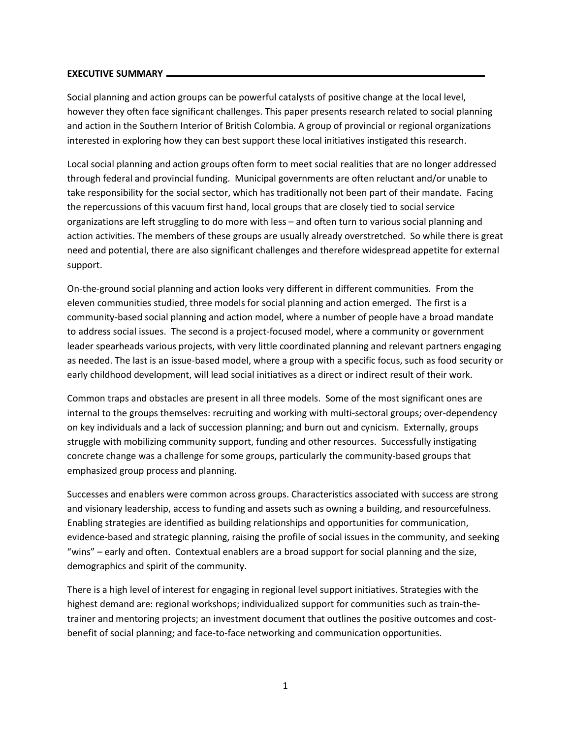## EXECUTIVE SUMMARY

Social planning and action groups can be powerful catalysts of positive change at the local level, however they often face significant challenges. This paper presents research related to social planning and action in the Southern Interior of British Colombia. A group of provincial or regional organizations interested in exploring how they can best support these local initiatives instigated this research.

Local social planning and action groups often form to meet social realities that are no longer addressed through federal and provincial funding. Municipal governments are often reluctant and/or unable to take responsibility for the social sector, which has traditionally not been part of their mandate. Facing the repercussions of this vacuum first hand, local groups that are closely tied to social service organizations are left struggling to do more with less – and often turn to various social planning and action activities. The members of these groups are usually already overstretched. So while there is great need and potential, there are also significant challenges and therefore widespread appetite for external support.

On-the-ground social planning and action looks very different in different communities. From the eleven communities studied, three models for social planning and action emerged. The first is a community-based social planning and action model, where a number of people have a broad mandate to address social issues. The second is a project-focused model, where a community or government leader spearheads various projects, with very little coordinated planning and relevant partners engaging as needed. The last is an issue-based model, where a group with a specific focus, such as food security or early childhood development, will lead social initiatives as a direct or indirect result of their work.

Common traps and obstacles are present in all three models. Some of the most significant ones are internal to the groups themselves: recruiting and working with multi-sectoral groups; over-dependency on key individuals and a lack of succession planning; and burn out and cynicism. Externally, groups struggle with mobilizing community support, funding and other resources. Successfully instigating concrete change was a challenge for some groups, particularly the community-based groups that emphasized group process and planning.

Successes and enablers were common across groups. Characteristics associated with success are strong and visionary leadership, access to funding and assets such as owning a building, and resourcefulness. Enabling strategies are identified as building relationships and opportunities for communication, evidence-based and strategic planning, raising the profile of social issues in the community, and seeking "wins" – early and often. Contextual enablers are a broad support for social planning and the size, demographics and spirit of the community.

There is a high level of interest for engaging in regional level support initiatives. Strategies with the highest demand are: regional workshops; individualized support for communities such as train-the-trainer and mentoring projects; an investment document that outlines the positive outcomes and cost-benefit of social planning; and face-to-face networking and communication opportunities.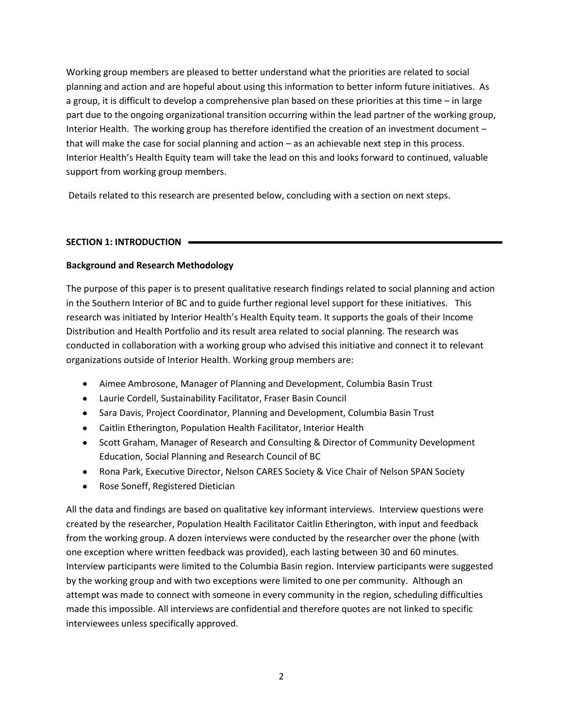Working group members are pleased to better understand what the priorities are related to social planning and action and are hopeful about using this information to better inform future initiatives. As a group, it is difficult to develop a comprehensive plan based on these priorities at this time – in large part due to the ongoing organizational transition occurring within the lead partner of the working group, Interior Health. The working group has therefore identified the creation of an investment document – that will make the case for social planning and action – as an achievable next step in this process. Interior Health's Health Equity team will take the lead on this and looks forward to continued, valuable support from working group members.

Details related to this research are presented below, concluding with a section on next steps.

## SECTION 1: INTRODUCTION

### Background and Research Methodology

The purpose of this paper is to present qualitative research findings related to social planning and action in the Southern Interior of BC and to guide further regional level support for these initiatives. This research was initiated by Interior Health's Health Equity team. It supports the goals of their Income Distribution and Health Portfolio and its result area related to social planning. The research was conducted in collaboration with a working group who advised this initiative and connect it to relevant organizations outside of Interior Health. Working group members are:

- Aimee Ambrosone, Manager of Planning and Development, Columbia Basin Trust
- Laurie Cordell, Sustainability Facilitator, Fraser Basin Council
- Sara Davis, Project Coordinator, Planning and Development, Columbia Basin Trust
- Caitlin Etherington, Population Health Facilitator, Interior Health
- Scott Graham, Manager of Research and Consulting & Director of Community Development Education, Social Planning and Research Council of BC
- Rona Park, Executive Director, Nelson CARES Society & Vice Chair of Nelson SPAN Society
- Rose Soneff, Registered Dietician

All the data and findings are based on qualitative key informant interviews. Interview questions were created by the researcher, Population Health Facilitator Caitlin Etherington, with input and feedback from the working group. A dozen interviews were conducted by the researcher over the phone (with one exception where written feedback was provided), each lasting between 30 and 60 minutes. Interview participants were limited to the Columbia Basin region. Interview participants were suggested by the working group and with two exceptions were limited to one per community. Although an attempt was made to connect with someone in every community in the region, scheduling difficulties made this impossible. All interviews are confidential and therefore quotes are not linked to specific interviewees unless specifically approved.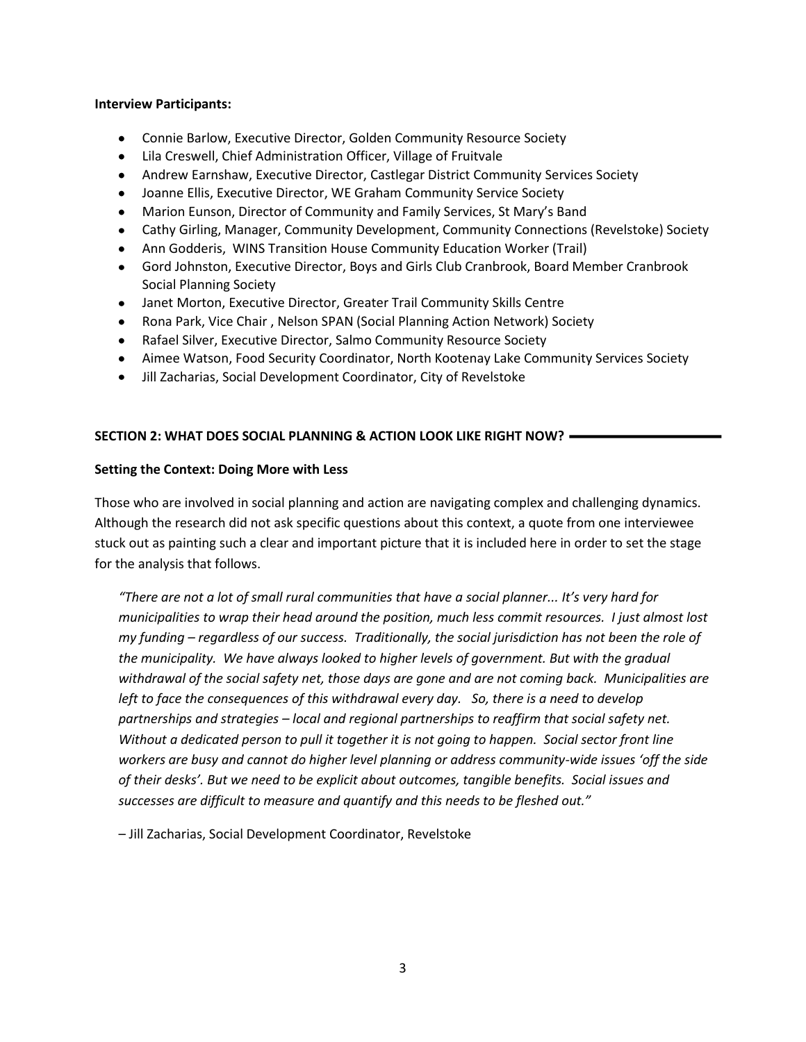**Interview Participants:**

- Connie Barlow, Executive Director, Golden Community Resource Society
- Lila Creswell, Chief Administration Officer, Village of Fruitvale
- Andrew Earnshaw, Executive Director, Castlegar District Community Services Society
- Joanne Ellis, Executive Director, WE Graham Community Service Society
- Marion Eunson, Director of Community and Family Services, St Mary's Band
- Cathy Girling, Manager, Community Development, Community Connections (Revelstoke) Society
- Ann Godderis, WINS Transition House Community Education Worker (Trail)
- Gord Johnston, Executive Director, Boys and Girls Club Cranbrook, Board Member Cranbrook Social Planning Society
- Janet Morton, Executive Director, Greater Trail Community Skills Centre
- Rona Park, Vice Chair , Nelson SPAN (Social Planning Action Network) Society
- Rafael Silver, Executive Director, Salmo Community Resource Society
- Aimee Watson, Food Security Coordinator, North Kootenay Lake Community Services Society
- Jill Zacharias, Social Development Coordinator, City of Revelstoke

## SECTION 2: WHAT DOES SOCIAL PLANNING & ACTION LOOK LIKE RIGHT NOW?

### Setting the Context: Doing More with Less

Those who are involved in social planning and action are navigating complex and challenging dynamics. Although the research did not ask specific questions about this context, a quote from one interviewee stuck out as painting such a clear and important picture that it is included here in order to set the stage for the analysis that follows.

> *"There are not a lot of small rural communities that have a social planner... It's very hard for municipalities to wrap their head around the position, much less commit resources. I just almost lost my funding – regardless of our success. Traditionally, the social jurisdiction has not been the role of the municipality. We have always looked to higher levels of government. But with the gradual withdrawal of the social safety net, those days are gone and are not coming back. Municipalities are left to face the consequences of this withdrawal every day. So, there is a need to develop partnerships and strategies – local and regional partnerships to reaffirm that social safety net. Without a dedicated person to pull it together it is not going to happen. Social sector front line workers are busy and cannot do higher level planning or address community-wide issues 'off the side of their desks'. But we need to be explicit about outcomes, tangible benefits. Social issues and successes are difficult to measure and quantify and this needs to be fleshed out."*

– Jill Zacharias, Social Development Coordinator, Revelstoke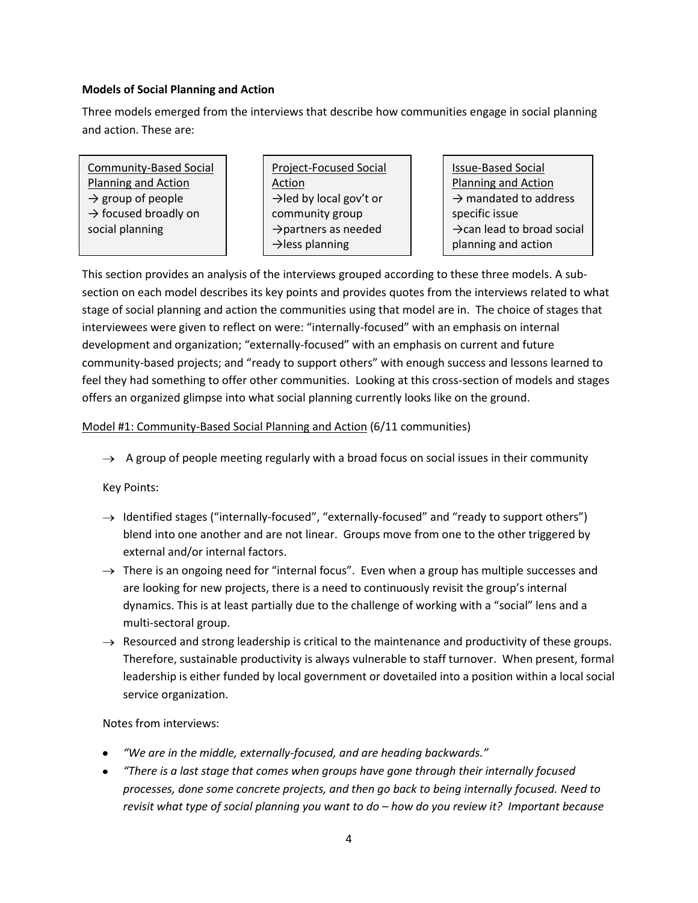**Models of Social Planning and Action**

Three models emerged from the interviews that describe how communities engage in social planning and action. These are:

| Community-Based Social Planning and Action | Project-Focused Social Action | Issue-Based Social Planning and Action |
|---|---|---|
| → group of people<br>→ focused broadly on social planning | →led by local gov't or community group<br>→partners as needed<br>→less planning | → mandated to address specific issue<br>→can lead to broad social planning and action |

This section provides an analysis of the interviews grouped according to these three models. A sub-section on each model describes its key points and provides quotes from the interviews related to what stage of social planning and action the communities using that model are in. The choice of stages that interviewees were given to reflect on were: "internally-focused" with an emphasis on internal development and organization; "externally-focused" with an emphasis on current and future community-based projects; and "ready to support others" with enough success and lessons learned to feel they had something to offer other communities. Looking at this cross-section of models and stages offers an organized glimpse into what social planning currently looks like on the ground.

Model #1: Community-Based Social Planning and Action (6/11 communities)

→ A group of people meeting regularly with a broad focus on social issues in their community

Key Points:

- → Identified stages ("internally-focused", "externally-focused" and "ready to support others") blend into one another and are not linear. Groups move from one to the other triggered by external and/or internal factors.
- → There is an ongoing need for "internal focus". Even when a group has multiple successes and are looking for new projects, there is a need to continuously revisit the group's internal dynamics. This is at least partially due to the challenge of working with a "social" lens and a multi-sectoral group.
- → Resourced and strong leadership is critical to the maintenance and productivity of these groups. Therefore, sustainable productivity is always vulnerable to staff turnover. When present, formal leadership is either funded by local government or dovetailed into a position within a local social service organization.

Notes from interviews:

- *"We are in the middle, externally-focused, and are heading backwards."*
- *"There is a last stage that comes when groups have gone through their internally focused processes, done some concrete projects, and then go back to being internally focused. Need to revisit what type of social planning you want to do – how do you review it? Important because*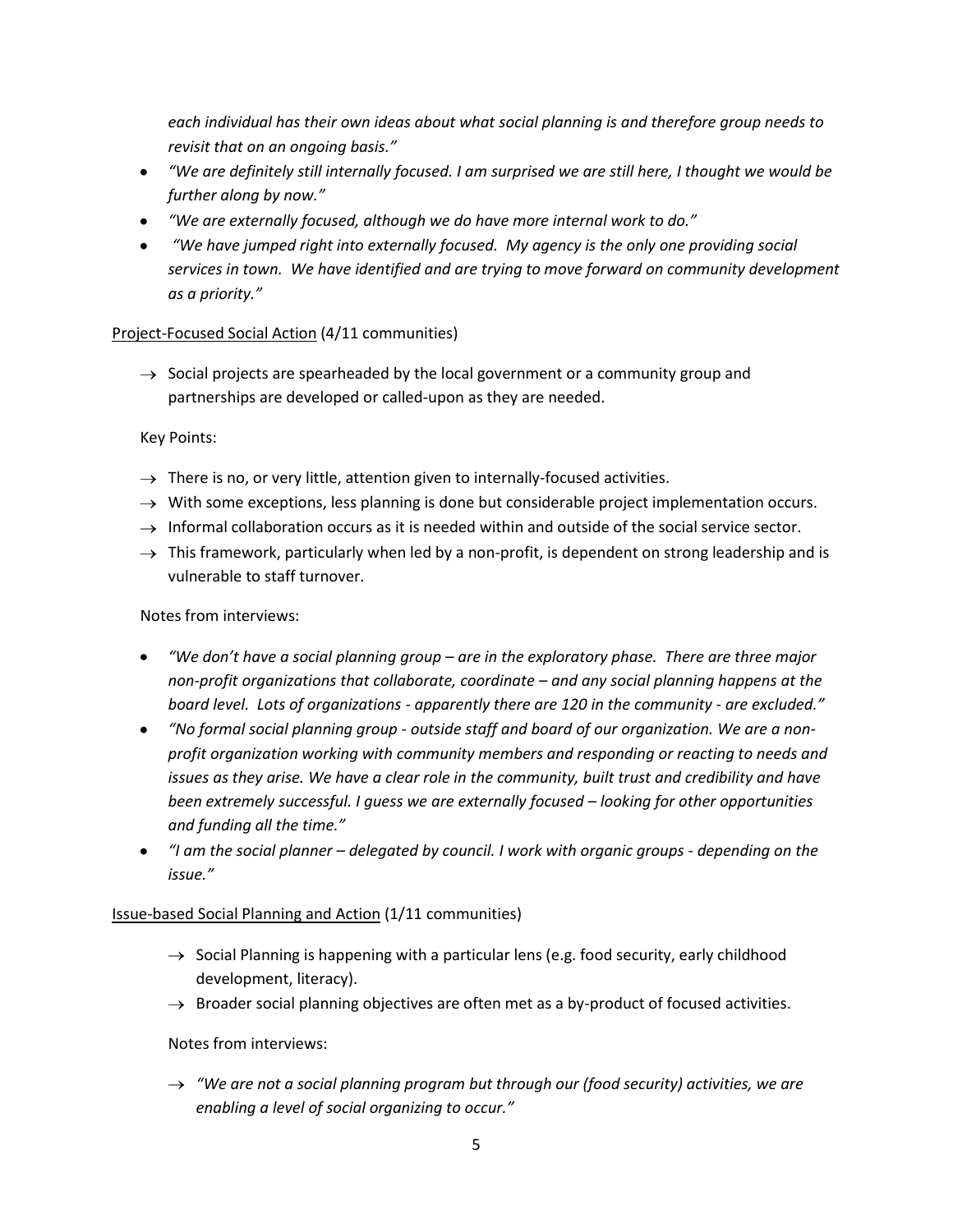*each individual has their own ideas about what social planning is and therefore group needs to revisit that on an ongoing basis."*

- *"We are definitely still internally focused. I am surprised we are still here, I thought we would be further along by now."*
- *"We are externally focused, although we do have more internal work to do."*
- *"We have jumped right into externally focused. My agency is the only one providing social services in town. We have identified and are trying to move forward on community development as a priority."*

<u>Project-Focused Social Action</u> (4/11 communities)

→ Social projects are spearheaded by the local government or a community group and partnerships are developed or called-upon as they are needed.

Key Points:

→ There is no, or very little, attention given to internally-focused activities.
→ With some exceptions, less planning is done but considerable project implementation occurs.
→ Informal collaboration occurs as it is needed within and outside of the social service sector.
→ This framework, particularly when led by a non-profit, is dependent on strong leadership and is vulnerable to staff turnover.

Notes from interviews:

- *"We don't have a social planning group – are in the exploratory phase. There are three major non-profit organizations that collaborate, coordinate – and any social planning happens at the board level. Lots of organizations - apparently there are 120 in the community - are excluded."*
- *"No formal social planning group - outside staff and board of our organization. We are a non-profit organization working with community members and responding or reacting to needs and issues as they arise. We have a clear role in the community, built trust and credibility and have been extremely successful. I guess we are externally focused – looking for other opportunities and funding all the time."*
- *"I am the social planner – delegated by council. I work with organic groups - depending on the issue."*

<u>Issue-based Social Planning and Action</u> (1/11 communities)

→ Social Planning is happening with a particular lens (e.g. food security, early childhood development, literacy).
→ Broader social planning objectives are often met as a by-product of focused activities.

Notes from interviews:

→ *"We are not a social planning program but through our (food security) activities, we are enabling a level of social organizing to occur."*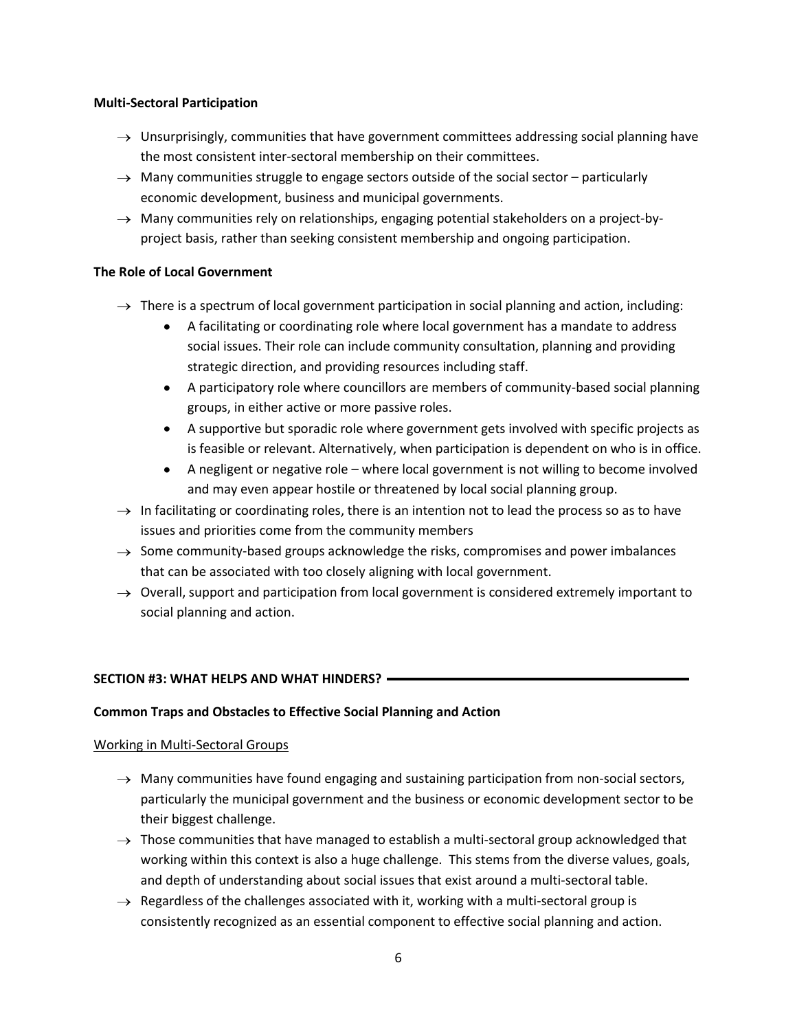**Multi-Sectoral Participation**

- → Unsurprisingly, communities that have government committees addressing social planning have the most consistent inter-sectoral membership on their committees.
- → Many communities struggle to engage sectors outside of the social sector – particularly economic development, business and municipal governments.
- → Many communities rely on relationships, engaging potential stakeholders on a project-by-project basis, rather than seeking consistent membership and ongoing participation.

**The Role of Local Government**

- → There is a spectrum of local government participation in social planning and action, including:
  - A facilitating or coordinating role where local government has a mandate to address social issues. Their role can include community consultation, planning and providing strategic direction, and providing resources including staff.
  - A participatory role where councillors are members of community-based social planning groups, in either active or more passive roles.
  - A supportive but sporadic role where government gets involved with specific projects as is feasible or relevant. Alternatively, when participation is dependent on who is in office.
  - A negligent or negative role – where local government is not willing to become involved and may even appear hostile or threatened by local social planning group.
- → In facilitating or coordinating roles, there is an intention not to lead the process so as to have issues and priorities come from the community members
- → Some community-based groups acknowledge the risks, compromises and power imbalances that can be associated with too closely aligning with local government.
- → Overall, support and participation from local government is considered extremely important to social planning and action.

## SECTION #3: WHAT HELPS AND WHAT HINDERS?

**Common Traps and Obstacles to Effective Social Planning and Action**

Working in Multi-Sectoral Groups

- → Many communities have found engaging and sustaining participation from non-social sectors, particularly the municipal government and the business or economic development sector to be their biggest challenge.
- → Those communities that have managed to establish a multi-sectoral group acknowledged that working within this context is also a huge challenge. This stems from the diverse values, goals, and depth of understanding about social issues that exist around a multi-sectoral table.
- → Regardless of the challenges associated with it, working with a multi-sectoral group is consistently recognized as an essential component to effective social planning and action.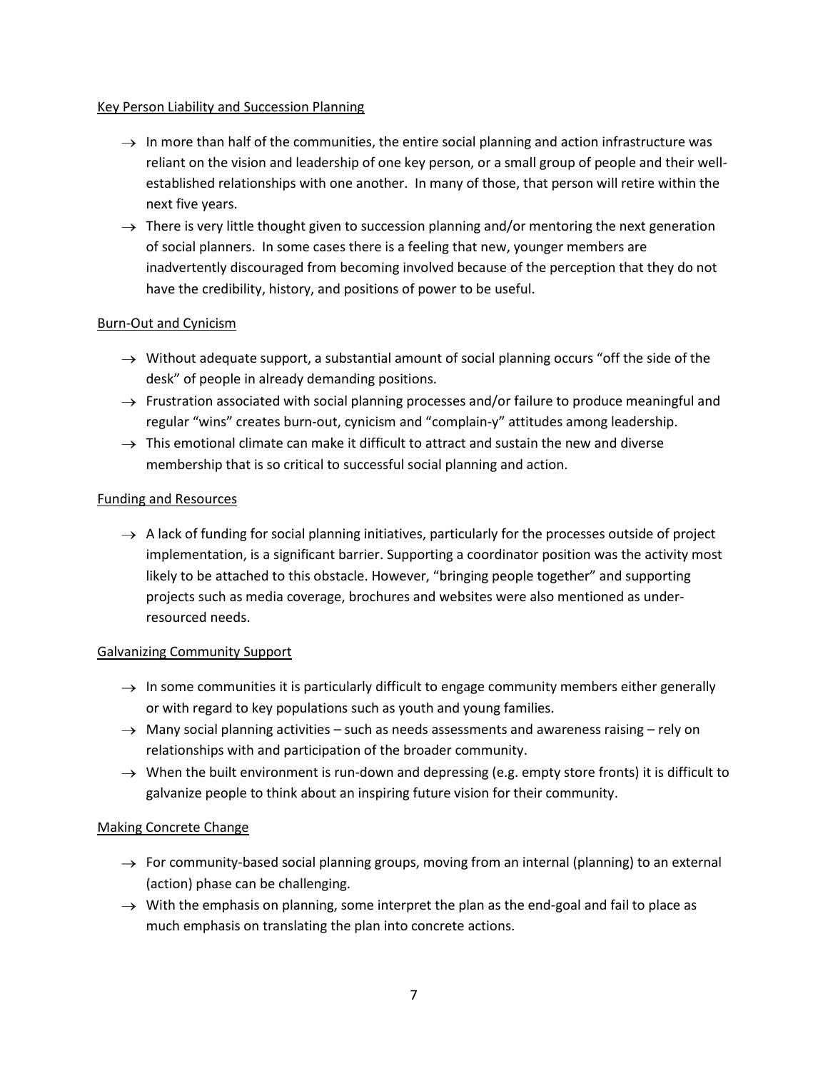Key Person Liability and Succession Planning

- → In more than half of the communities, the entire social planning and action infrastructure was reliant on the vision and leadership of one key person, or a small group of people and their well-established relationships with one another. In many of those, that person will retire within the next five years.
- → There is very little thought given to succession planning and/or mentoring the next generation of social planners. In some cases there is a feeling that new, younger members are inadvertently discouraged from becoming involved because of the perception that they do not have the credibility, history, and positions of power to be useful.

Burn-Out and Cynicism

- → Without adequate support, a substantial amount of social planning occurs "off the side of the desk" of people in already demanding positions.
- → Frustration associated with social planning processes and/or failure to produce meaningful and regular "wins" creates burn-out, cynicism and "complain-y" attitudes among leadership.
- → This emotional climate can make it difficult to attract and sustain the new and diverse membership that is so critical to successful social planning and action.

Funding and Resources

- → A lack of funding for social planning initiatives, particularly for the processes outside of project implementation, is a significant barrier. Supporting a coordinator position was the activity most likely to be attached to this obstacle. However, "bringing people together" and supporting projects such as media coverage, brochures and websites were also mentioned as under-resourced needs.

Galvanizing Community Support

- → In some communities it is particularly difficult to engage community members either generally or with regard to key populations such as youth and young families.
- → Many social planning activities – such as needs assessments and awareness raising – rely on relationships with and participation of the broader community.
- → When the built environment is run-down and depressing (e.g. empty store fronts) it is difficult to galvanize people to think about an inspiring future vision for their community.

Making Concrete Change

- → For community-based social planning groups, moving from an internal (planning) to an external (action) phase can be challenging.
- → With the emphasis on planning, some interpret the plan as the end-goal and fail to place as much emphasis on translating the plan into concrete actions.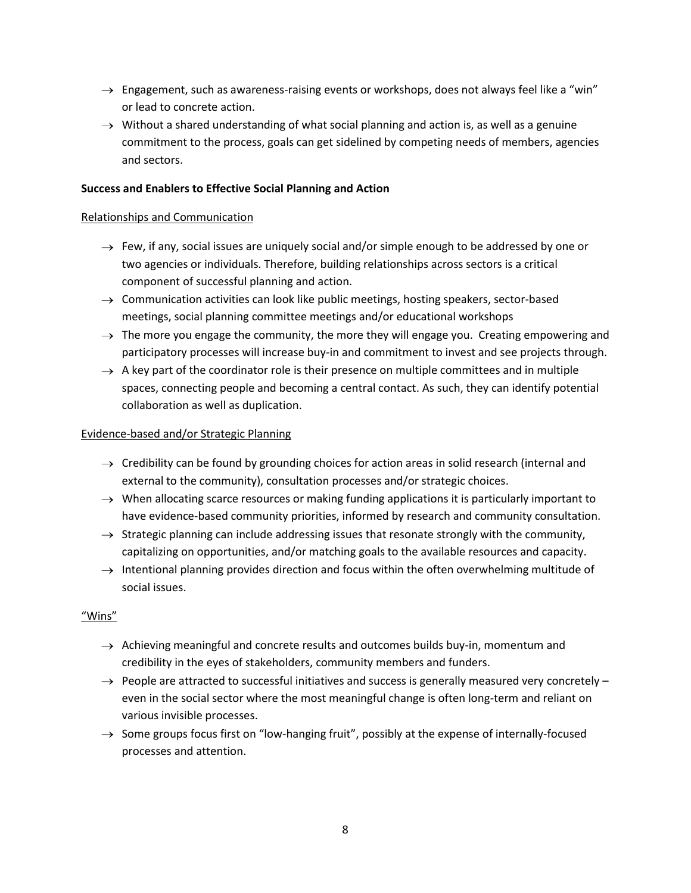- → Engagement, such as awareness-raising events or workshops, does not always feel like a "win" or lead to concrete action.
- → Without a shared understanding of what social planning and action is, as well as a genuine commitment to the process, goals can get sidelined by competing needs of members, agencies and sectors.

**Success and Enablers to Effective Social Planning and Action**

<u>Relationships and Communication</u>

- → Few, if any, social issues are uniquely social and/or simple enough to be addressed by one or two agencies or individuals. Therefore, building relationships across sectors is a critical component of successful planning and action.
- → Communication activities can look like public meetings, hosting speakers, sector-based meetings, social planning committee meetings and/or educational workshops
- → The more you engage the community, the more they will engage you. Creating empowering and participatory processes will increase buy-in and commitment to invest and see projects through.
- → A key part of the coordinator role is their presence on multiple committees and in multiple spaces, connecting people and becoming a central contact. As such, they can identify potential collaboration as well as duplication.

<u>Evidence-based and/or Strategic Planning</u>

- → Credibility can be found by grounding choices for action areas in solid research (internal and external to the community), consultation processes and/or strategic choices.
- → When allocating scarce resources or making funding applications it is particularly important to have evidence-based community priorities, informed by research and community consultation.
- → Strategic planning can include addressing issues that resonate strongly with the community, capitalizing on opportunities, and/or matching goals to the available resources and capacity.
- → Intentional planning provides direction and focus within the often overwhelming multitude of social issues.

<u>"Wins"</u>

- → Achieving meaningful and concrete results and outcomes builds buy-in, momentum and credibility in the eyes of stakeholders, community members and funders.
- → People are attracted to successful initiatives and success is generally measured very concretely – even in the social sector where the most meaningful change is often long-term and reliant on various invisible processes.
- → Some groups focus first on "low-hanging fruit", possibly at the expense of internally-focused processes and attention.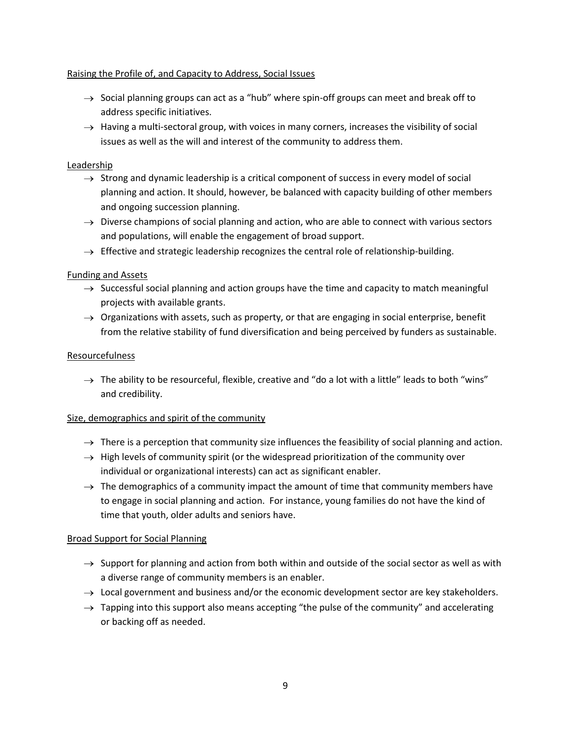Raising the Profile of, and Capacity to Address, Social Issues

- → Social planning groups can act as a "hub" where spin-off groups can meet and break off to address specific initiatives.
- → Having a multi-sectoral group, with voices in many corners, increases the visibility of social issues as well as the will and interest of the community to address them.

Leadership

- → Strong and dynamic leadership is a critical component of success in every model of social planning and action. It should, however, be balanced with capacity building of other members and ongoing succession planning.
- → Diverse champions of social planning and action, who are able to connect with various sectors and populations, will enable the engagement of broad support.
- → Effective and strategic leadership recognizes the central role of relationship-building.

Funding and Assets

- → Successful social planning and action groups have the time and capacity to match meaningful projects with available grants.
- → Organizations with assets, such as property, or that are engaging in social enterprise, benefit from the relative stability of fund diversification and being perceived by funders as sustainable.

Resourcefulness

- → The ability to be resourceful, flexible, creative and "do a lot with a little" leads to both "wins" and credibility.

Size, demographics and spirit of the community

- → There is a perception that community size influences the feasibility of social planning and action.
- → High levels of community spirit (or the widespread prioritization of the community over individual or organizational interests) can act as significant enabler.
- → The demographics of a community impact the amount of time that community members have to engage in social planning and action. For instance, young families do not have the kind of time that youth, older adults and seniors have.

Broad Support for Social Planning

- → Support for planning and action from both within and outside of the social sector as well as with a diverse range of community members is an enabler.
- → Local government and business and/or the economic development sector are key stakeholders.
- → Tapping into this support also means accepting "the pulse of the community" and accelerating or backing off as needed.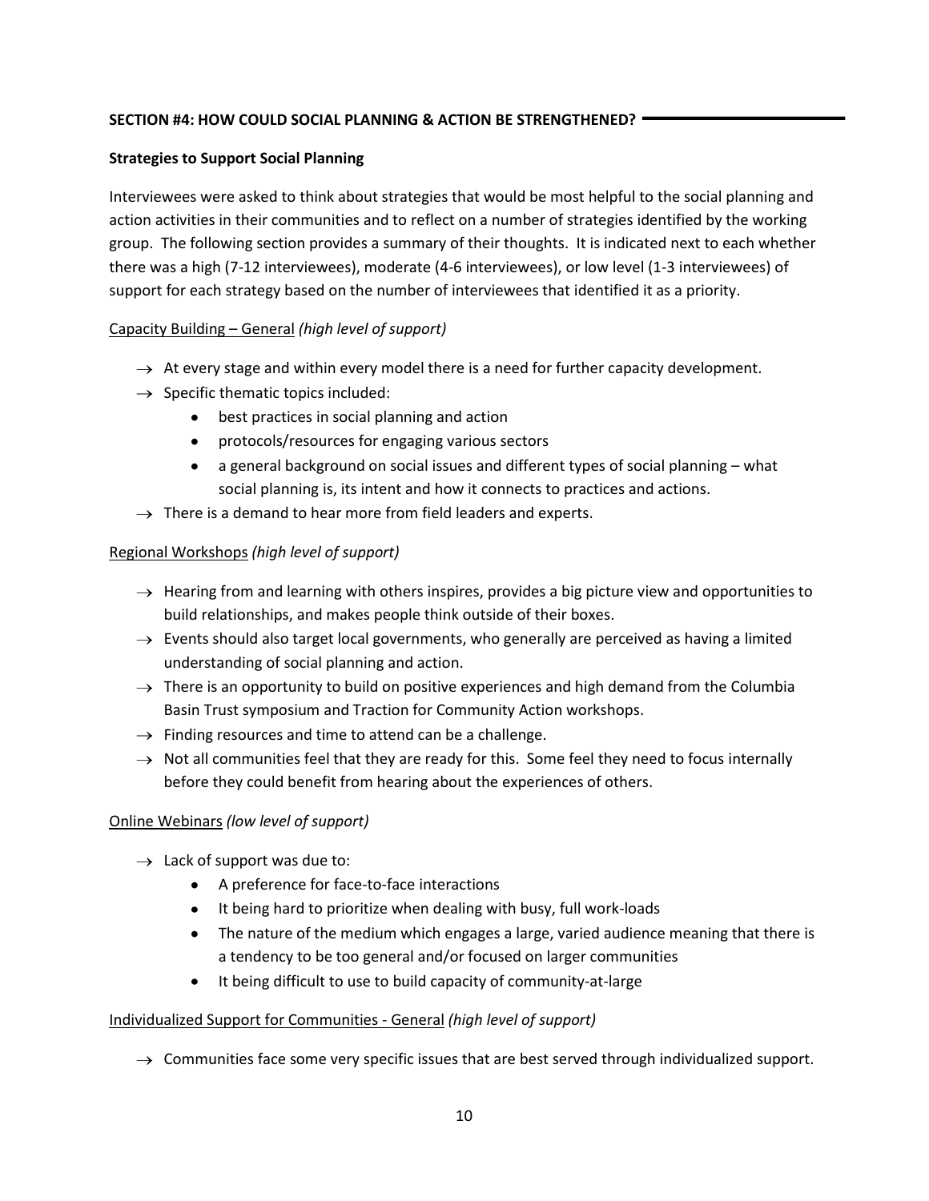## SECTION #4: HOW COULD SOCIAL PLANNING & ACTION BE STRENGTHENED?

### Strategies to Support Social Planning

Interviewees were asked to think about strategies that would be most helpful to the social planning and action activities in their communities and to reflect on a number of strategies identified by the working group. The following section provides a summary of their thoughts. It is indicated next to each whether there was a high (7-12 interviewees), moderate (4-6 interviewees), or low level (1-3 interviewees) of support for each strategy based on the number of interviewees that identified it as a priority.

Capacity Building – General *(high level of support)*

- → At every stage and within every model there is a need for further capacity development.
- → Specific thematic topics included:
  - best practices in social planning and action
  - protocols/resources for engaging various sectors
  - a general background on social issues and different types of social planning – what social planning is, its intent and how it connects to practices and actions.
- → There is a demand to hear more from field leaders and experts.

Regional Workshops *(high level of support)*

- → Hearing from and learning with others inspires, provides a big picture view and opportunities to build relationships, and makes people think outside of their boxes.
- → Events should also target local governments, who generally are perceived as having a limited understanding of social planning and action.
- → There is an opportunity to build on positive experiences and high demand from the Columbia Basin Trust symposium and Traction for Community Action workshops.
- → Finding resources and time to attend can be a challenge.
- → Not all communities feel that they are ready for this. Some feel they need to focus internally before they could benefit from hearing about the experiences of others.

Online Webinars *(low level of support)*

- → Lack of support was due to:
  - A preference for face-to-face interactions
  - It being hard to prioritize when dealing with busy, full work-loads
  - The nature of the medium which engages a large, varied audience meaning that there is a tendency to be too general and/or focused on larger communities
  - It being difficult to use to build capacity of community-at-large

Individualized Support for Communities - General *(high level of support)*

- → Communities face some very specific issues that are best served through individualized support.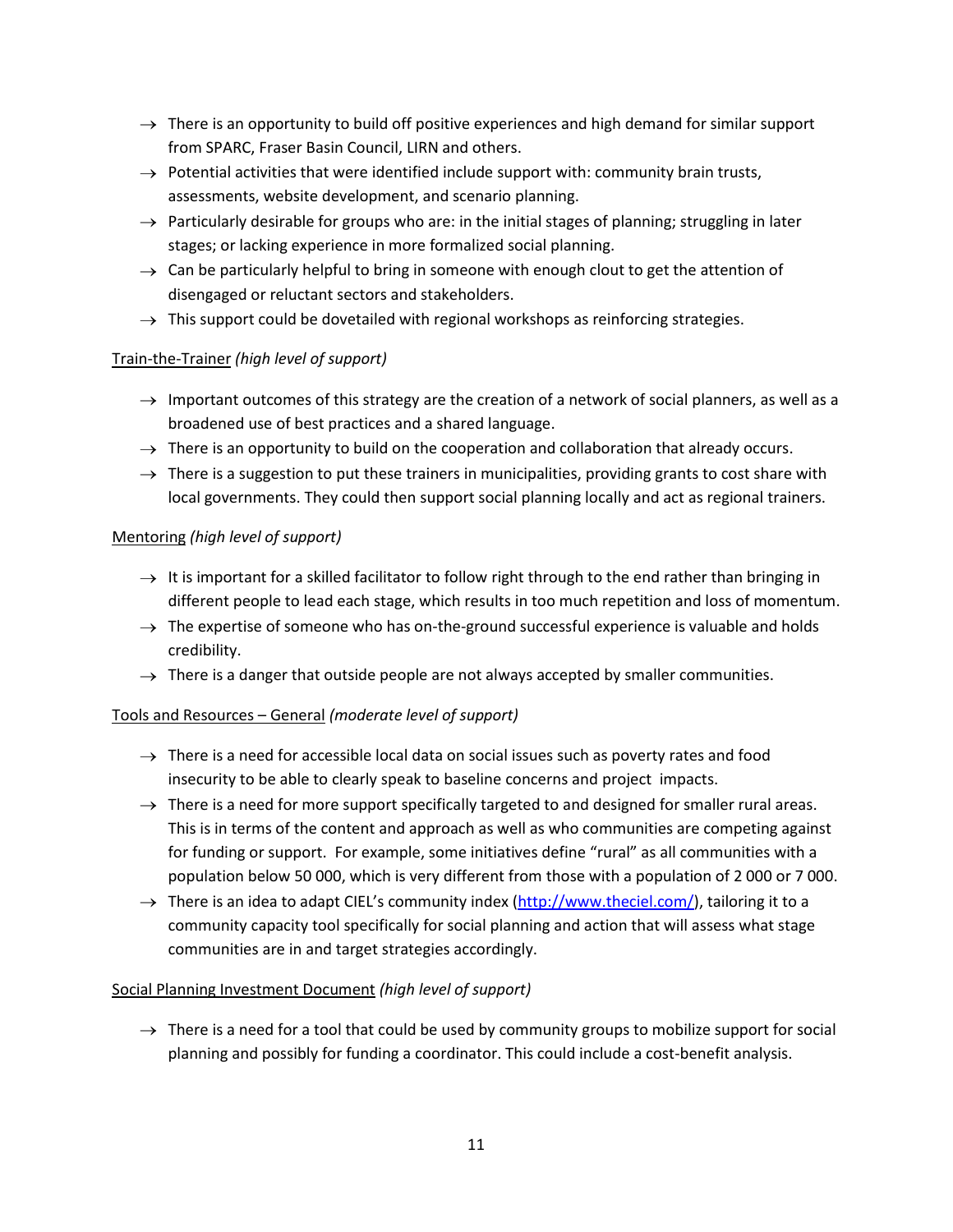- → There is an opportunity to build off positive experiences and high demand for similar support from SPARC, Fraser Basin Council, LIRN and others.
- → Potential activities that were identified include support with: community brain trusts, assessments, website development, and scenario planning.
- → Particularly desirable for groups who are: in the initial stages of planning; struggling in later stages; or lacking experience in more formalized social planning.
- → Can be particularly helpful to bring in someone with enough clout to get the attention of disengaged or reluctant sectors and stakeholders.
- → This support could be dovetailed with regional workshops as reinforcing strategies.

Train-the-Trainer *(high level of support)*

- → Important outcomes of this strategy are the creation of a network of social planners, as well as a broadened use of best practices and a shared language.
- → There is an opportunity to build on the cooperation and collaboration that already occurs.
- → There is a suggestion to put these trainers in municipalities, providing grants to cost share with local governments. They could then support social planning locally and act as regional trainers.

Mentoring *(high level of support)*

- → It is important for a skilled facilitator to follow right through to the end rather than bringing in different people to lead each stage, which results in too much repetition and loss of momentum.
- → The expertise of someone who has on-the-ground successful experience is valuable and holds credibility.
- → There is a danger that outside people are not always accepted by smaller communities.

Tools and Resources – General *(moderate level of support)*

- → There is a need for accessible local data on social issues such as poverty rates and food insecurity to be able to clearly speak to baseline concerns and project impacts.
- → There is a need for more support specifically targeted to and designed for smaller rural areas. This is in terms of the content and approach as well as who communities are competing against for funding or support. For example, some initiatives define "rural" as all communities with a population below 50 000, which is very different from those with a population of 2 000 or 7 000.
- → There is an idea to adapt CIEL's community index (http://www.theciel.com/), tailoring it to a community capacity tool specifically for social planning and action that will assess what stage communities are in and target strategies accordingly.

Social Planning Investment Document *(high level of support)*

- → There is a need for a tool that could be used by community groups to mobilize support for social planning and possibly for funding a coordinator. This could include a cost-benefit analysis.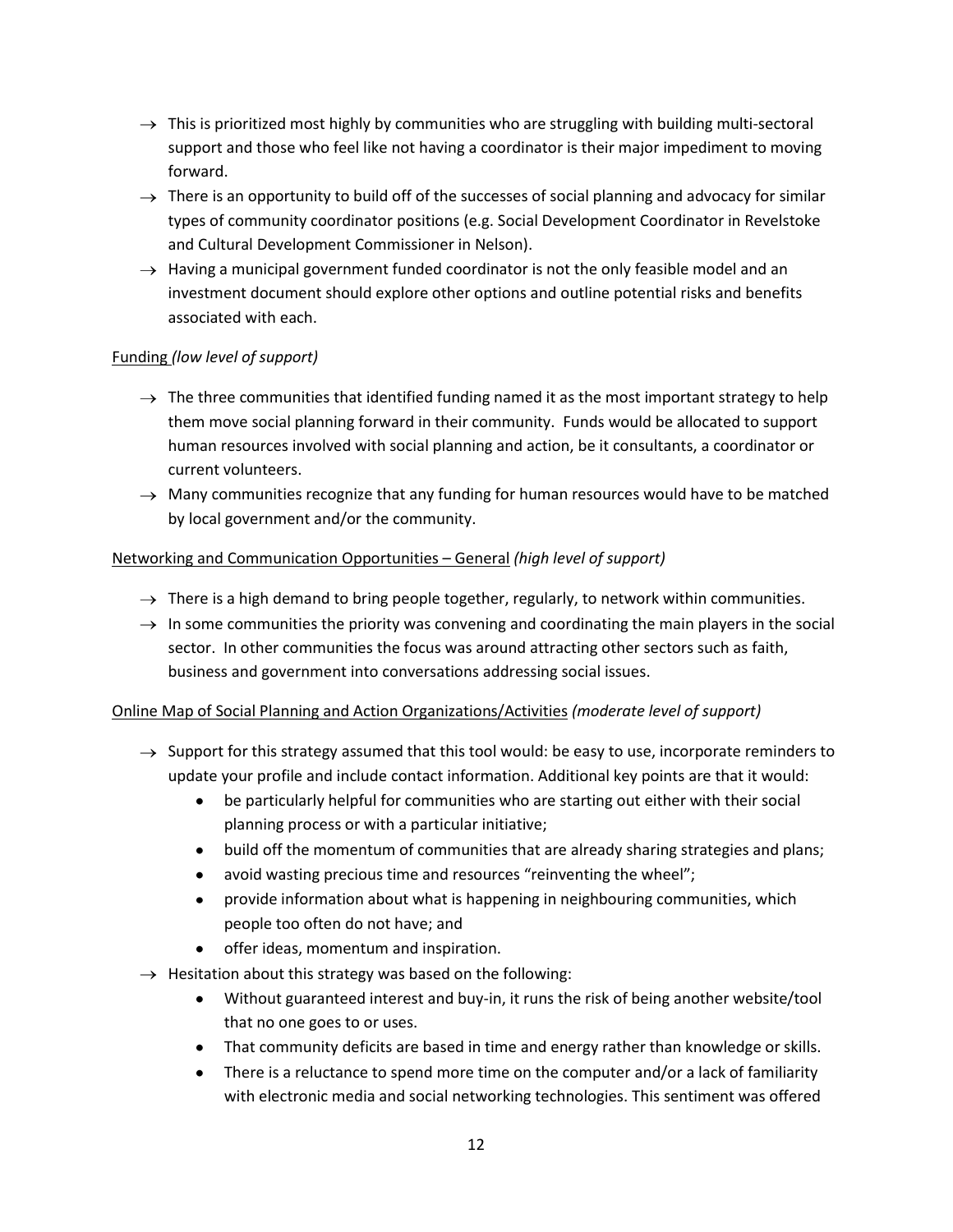- → This is prioritized most highly by communities who are struggling with building multi-sectoral support and those who feel like not having a coordinator is their major impediment to moving forward.
- → There is an opportunity to build off of the successes of social planning and advocacy for similar types of community coordinator positions (e.g. Social Development Coordinator in Revelstoke and Cultural Development Commissioner in Nelson).
- → Having a municipal government funded coordinator is not the only feasible model and an investment document should explore other options and outline potential risks and benefits associated with each.

<u>Funding</u> *(low level of support)*

- → The three communities that identified funding named it as the most important strategy to help them move social planning forward in their community. Funds would be allocated to support human resources involved with social planning and action, be it consultants, a coordinator or current volunteers.
- → Many communities recognize that any funding for human resources would have to be matched by local government and/or the community.

<u>Networking and Communication Opportunities – General</u> *(high level of support)*

- → There is a high demand to bring people together, regularly, to network within communities.
- → In some communities the priority was convening and coordinating the main players in the social sector. In other communities the focus was around attracting other sectors such as faith, business and government into conversations addressing social issues.

<u>Online Map of Social Planning and Action Organizations/Activities</u> *(moderate level of support)*

- → Support for this strategy assumed that this tool would: be easy to use, incorporate reminders to update your profile and include contact information. Additional key points are that it would:
  - be particularly helpful for communities who are starting out either with their social planning process or with a particular initiative;
  - build off the momentum of communities that are already sharing strategies and plans;
  - avoid wasting precious time and resources "reinventing the wheel";
  - provide information about what is happening in neighbouring communities, which people too often do not have; and
  - offer ideas, momentum and inspiration.
- → Hesitation about this strategy was based on the following:
  - Without guaranteed interest and buy-in, it runs the risk of being another website/tool that no one goes to or uses.
  - That community deficits are based in time and energy rather than knowledge or skills.
  - There is a reluctance to spend more time on the computer and/or a lack of familiarity with electronic media and social networking technologies. This sentiment was offered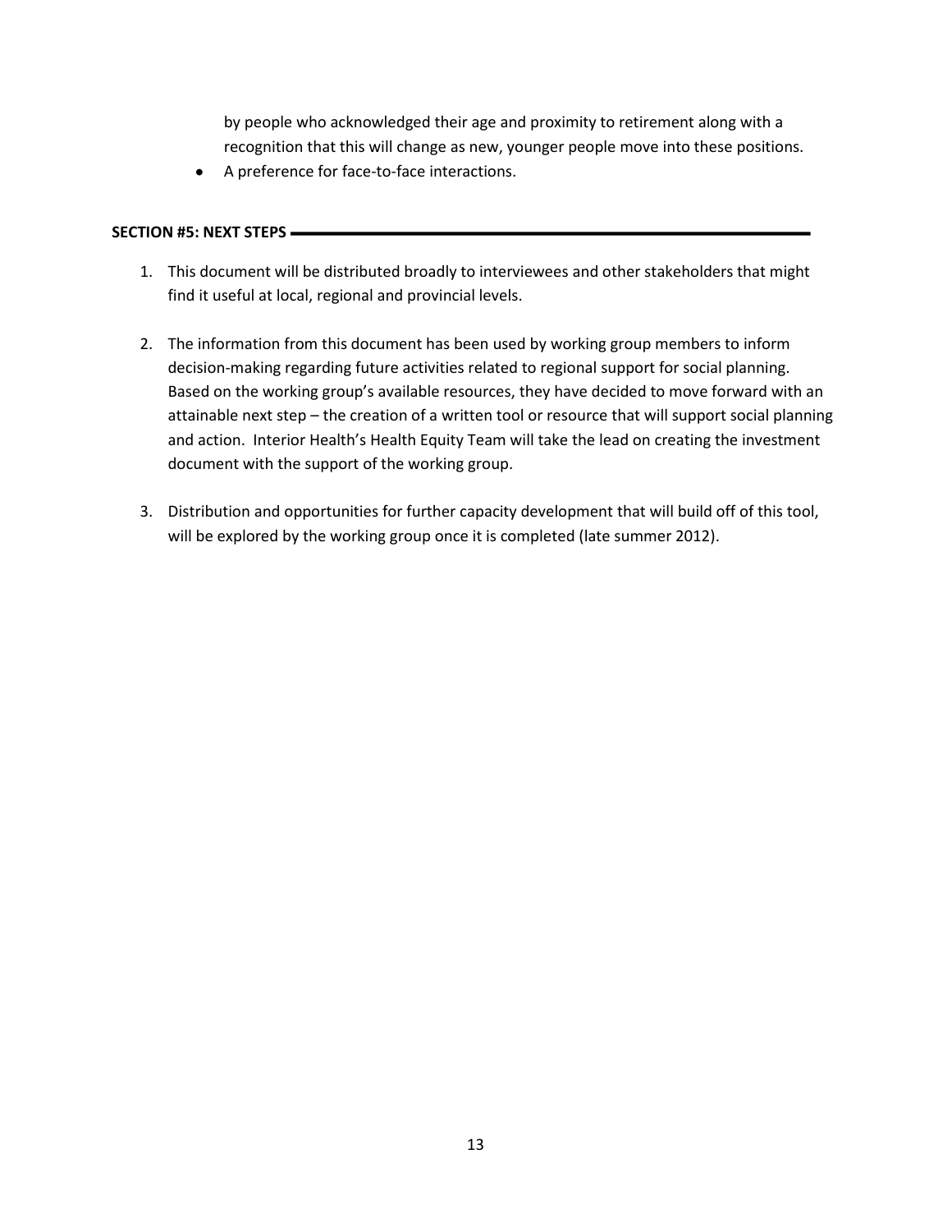by people who acknowledged their age and proximity to retirement along with a recognition that this will change as new, younger people move into these positions.

- A preference for face-to-face interactions.

## SECTION #5: NEXT STEPS

1. This document will be distributed broadly to interviewees and other stakeholders that might find it useful at local, regional and provincial levels.

2. The information from this document has been used by working group members to inform decision-making regarding future activities related to regional support for social planning. Based on the working group's available resources, they have decided to move forward with an attainable next step – the creation of a written tool or resource that will support social planning and action. Interior Health's Health Equity Team will take the lead on creating the investment document with the support of the working group.

3. Distribution and opportunities for further capacity development that will build off of this tool, will be explored by the working group once it is completed (late summer 2012).